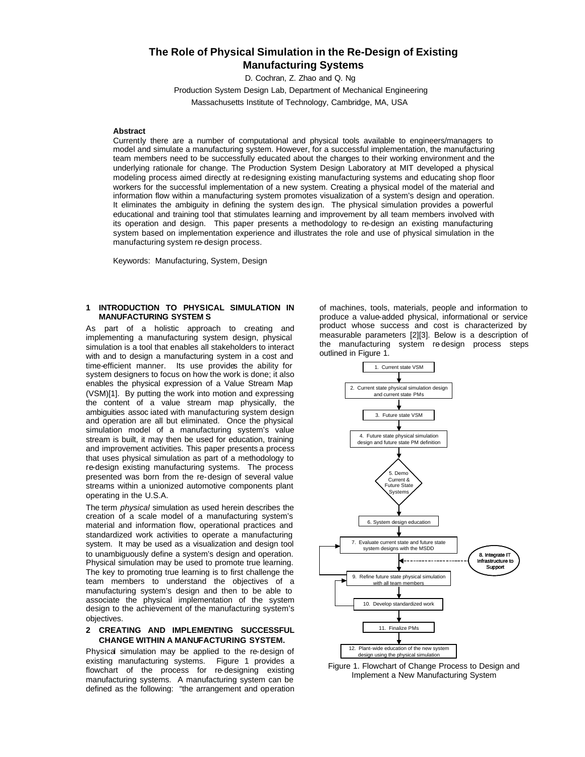# The Role of Physical Simulation in the Re-Design of Existing Manufacturing Systems

D. Cochran, Z. Zhao and Q. Ng

Production System Design Lab, Department of Mechanical Engineering

Massachusetts Institute of Technology, Cambridge, MA, USA

### Abstract

Currently there are a number of computational and physical tools available to engineers/managers to model and simulate a manufacturing system. However, for a successful implementation, the manufacturing team members need to be successfully educated about the changes to their working environment and the underlying rationale for change. The Production System Design Laboratory at MIT developed a physical modeling process aimed directly at re-designing existing manufacturing systems and educating shop floor workers for the successful implementation of a new system. Creating a physical model of the material and information flow within a manufacturing system promotes visualization of a system's design and operation. It eliminates the ambiguity in defining the system design. The physical simulation provides a powerful educational and training tool that stimulates learning and improvement by all team members involved with its operation and design. This paper presents a methodology to re-design an existing manufacturing system based on implementation experience and illustrates the role and use of physical simulation in the manufacturing system re-design process.

Keywords: Manufacturing, System, Design

## 1 INTRODUCTION TO PHYSICAL SIMULATION IN MANUFACTURING SYSTEMS

As part of a holistic approach to creating and implementing a manufacturing system design, physical simulation is a tool that enables all stakeholders to interact with and to design a manufacturing system in a cost and time-efficient manner. Its use provides the ability for system designers to focus on how the work is done; it also enables the physical expression of a Value Stream Map (VSM)[1]. By putting the work into motion and expressing the content of a value stream map physically, the ambiguities associated with manufacturing system design and operation are all but eliminated. Once the physical simulation model of a manufacturing system's value stream is built, it may then be used for education, training and improvement activities. This paper presents a process that uses physical simulation as part of a methodology to re-design existing manufacturing systems. The process presented was born from the re-design of several value streams within a unionized automotive components plant operating in the U.S.A.

The term *physical* simulation as used herein describes the creation of a scale model of a manufacturing system's material and information flow, operational practices and standardized work activities to operate a manufacturing system. It may be used as a visualization and design tool to unambiguously define a system's design and operation. Physical simulation may be used to promote true learning. The key to promoting true learning is to first challenge the team members to understand the objectives of a manufacturing system's design and then to be able to associate the physical implementation of the system design to the achievement of the manufacturing system's objectives.

## 2 CREATING AND IMPLEMENTING SUCCESSFUL CHANGE WITHIN A MANUFACTURING SYSTEM.

Physical simulation may be applied to the re-design of existing manufacturing systems. Figure 1 provides a flowchart of the process for re-designing existing manufacturing systems. A manufacturing system can be defined as the following: "the arrangement and operation of machines, tools, materials, people and information to produce a value-added physical, informational or service product whose success and cost is characterized by measurable parameters [2][3]. Below is a description of the manufacturing system re-design process steps outlined in Figure 1.

1. Current state VSM
2. Current state physical simulation design and current state PMs
3. Future state VSM
4. Future state physical simulation design and future state PM definition
5. Demo Current & Future State Systems
6. System design education
7. Evaluate current state and future state system designs with the MSDD
8. Integrate IT Infrastructure to Support
9. Refine future state physical simulation with all team members
10. Develop standardized work
11. Finalize PMs
12. Plant-wide education of the new system design using the physical simulation

Figure 1. Flowchart of Change Process to Design and Implement a New Manufacturing System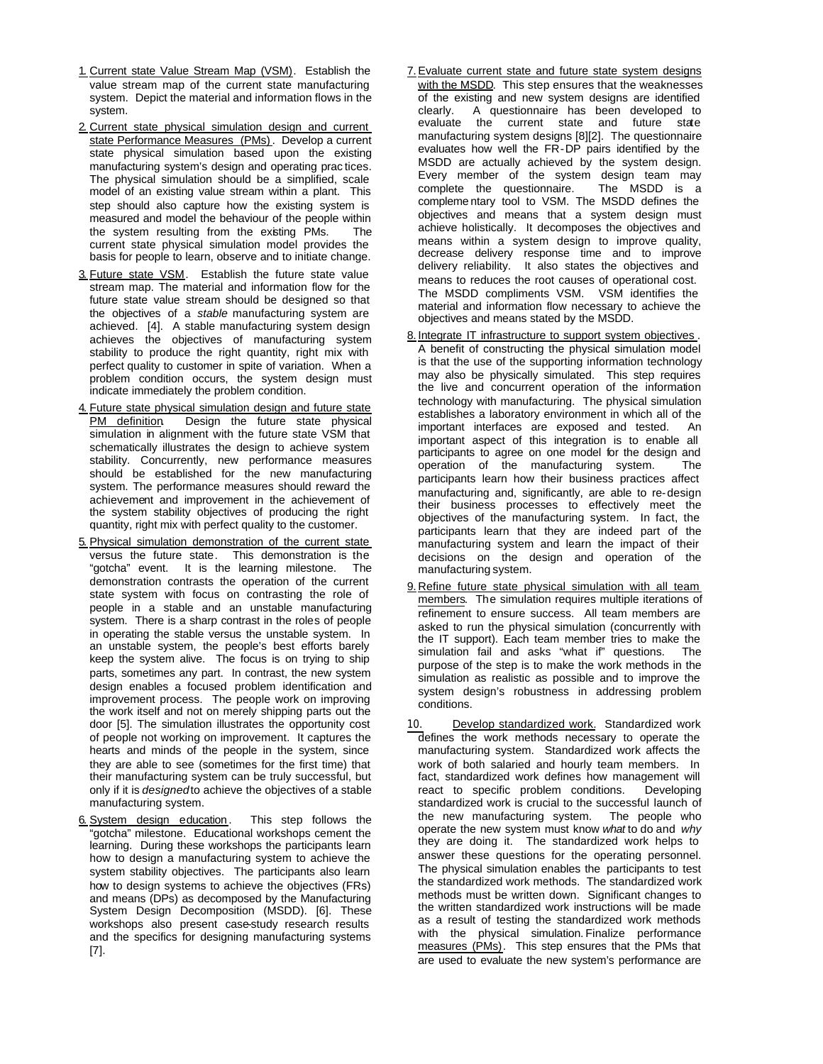1. Current state Value Stream Map (VSM). Establish the value stream map of the current state manufacturing system. Depict the material and information flows in the system.

2. Current state physical simulation design and current state Performance Measures (PMs). Develop a current state physical simulation based upon the existing manufacturing system's design and operating practices. The physical simulation should be a simplified, scale model of an existing value stream within a plant. This step should also capture how the existing system is measured and model the behaviour of the people within the system resulting from the existing PMs. The current state physical simulation model provides the basis for people to learn, observe and to initiate change.

3. Future state VSM. Establish the future state value stream map. The material and information flow for the future state value stream should be designed so that the objectives of a *stable* manufacturing system are achieved. [4]. A stable manufacturing system design achieves the objectives of manufacturing system stability to produce the right quantity, right mix with perfect quality to customer in spite of variation. When a problem condition occurs, the system design must indicate immediately the problem condition.

4. Future state physical simulation design and future state PM definition. Design the future state physical simulation in alignment with the future state VSM that schematically illustrates the design to achieve system stability. Concurrently, new performance measures should be established for the new manufacturing system. The performance measures should reward the achievement and improvement in the achievement of the system stability objectives of producing the right quantity, right mix with perfect quality to the customer.

5. Physical simulation demonstration of the current state versus the future state. This demonstration is the "gotcha" event. It is the learning milestone. The demonstration contrasts the operation of the current state system with focus on contrasting the role of people in a stable and an unstable manufacturing system. There is a sharp contrast in the roles of people in operating the stable versus the unstable system. In an unstable system, the people's best efforts barely keep the system alive. The focus is on trying to ship parts, sometimes any part. In contrast, the new system design enables a focused problem identification and improvement process. The people work on improving the work itself and not on merely shipping parts out the door [5]. The simulation illustrates the opportunity cost of people not working on improvement. It captures the hearts and minds of the people in the system, since they are able to see (sometimes for the first time) that their manufacturing system can be truly successful, but only if it is *designed* to achieve the objectives of a stable manufacturing system.

6. System design education. This step follows the "gotcha" milestone. Educational workshops cement the learning. During these workshops the participants learn how to design a manufacturing system to achieve the system stability objectives. The participants also learn how to design systems to achieve the objectives (FRs) and means (DPs) as decomposed by the Manufacturing System Design Decomposition (MSDD). [6]. These workshops also present case-study research results and the specifics for designing manufacturing systems [7].

7. Evaluate current state and future state system designs with the MSDD. This step ensures that the weaknesses of the existing and new system designs are identified clearly. A questionnaire has been developed to evaluate the current state and future state manufacturing system designs [8][2]. The questionnaire evaluates how well the FR-DP pairs identified by the MSDD are actually achieved by the system design. Every member of the system design team may complete the questionnaire. The MSDD is a complementary tool to VSM. The MSDD defines the objectives and means that a system design must achieve holistically. It decomposes the objectives and means within a system design to improve quality, decrease delivery response time and to improve delivery reliability. It also states the objectives and means to reduces the root causes of operational cost. The MSDD compliments VSM. VSM identifies the material and information flow necessary to achieve the objectives and means stated by the MSDD.

8. Integrate IT infrastructure to support system objectives. A benefit of constructing the physical simulation model is that the use of the supporting information technology may also be physically simulated. This step requires the live and concurrent operation of the information technology with manufacturing. The physical simulation establishes a laboratory environment in which all of the important interfaces are exposed and tested. An important aspect of this integration is to enable all participants to agree on one model for the design and operation of the manufacturing system. The participants learn how their business practices affect manufacturing and, significantly, are able to re-design their business processes to effectively meet the objectives of the manufacturing system. In fact, the participants learn that they are indeed part of the manufacturing system and learn the impact of their decisions on the design and operation of the manufacturing system.

9. Refine future state physical simulation with all team members. The simulation requires multiple iterations of refinement to ensure success. All team members are asked to run the physical simulation (concurrently with the IT support). Each team member tries to make the simulation fail and asks "what if" questions. The purpose of the step is to make the work methods in the simulation as realistic as possible and to improve the system design's robustness in addressing problem conditions.

10. Develop standardized work. Standardized work defines the work methods necessary to operate the manufacturing system. Standardized work affects the work of both salaried and hourly team members. In fact, standardized work defines how management will react to specific problem conditions. Developing standardized work is crucial to the successful launch of the new manufacturing system. The people who operate the new system must know *what* to do and *why* they are doing it. The standardized work helps to answer these questions for the operating personnel. The physical simulation enables the participants to test the standardized work methods. The standardized work methods must be written down. Significant changes to the written standardized work instructions will be made as a result of testing the standardized work methods with the physical simulation. Finalize performance measures (PMs). This step ensures that the PMs that are used to evaluate the new system's performance are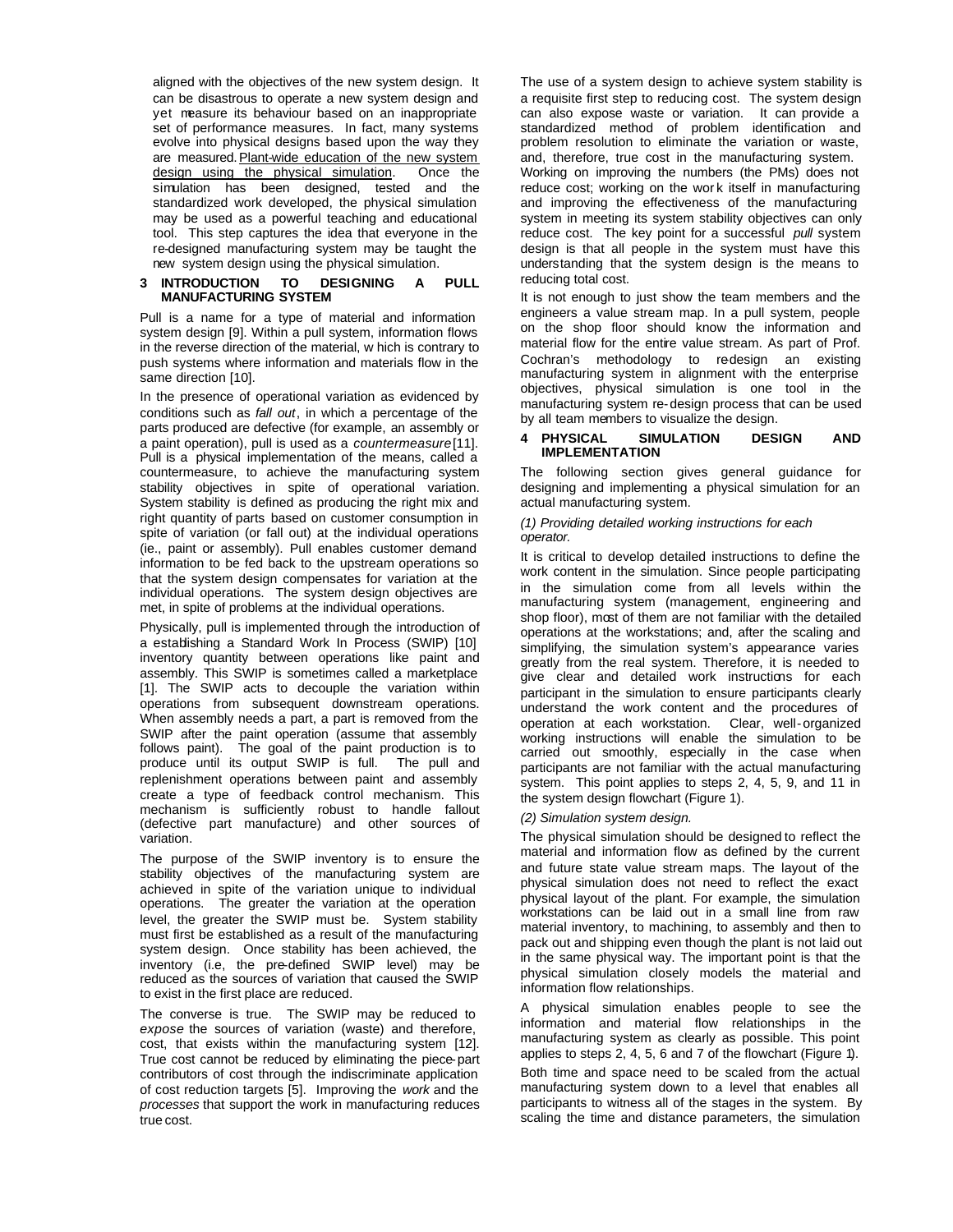aligned with the objectives of the new system design. It can be disastrous to operate a new system design and yet measure its behaviour based on an inappropriate set of performance measures. In fact, many systems evolve into physical designs based upon the way they are measured. Plant-wide education of the new system design using the physical simulation. Once the simulation has been designed, tested and the standardized work developed, the physical simulation may be used as a powerful teaching and educational tool. This step captures the idea that everyone in the re-designed manufacturing system may be taught the new system design using the physical simulation.

## 3 INTRODUCTION TO DESIGNING A PULL MANUFACTURING SYSTEM

Pull is a name for a type of material and information system design [9]. Within a pull system, information flows in the reverse direction of the material, which is contrary to push systems where information and materials flow in the same direction [10].

In the presence of operational variation as evidenced by conditions such as *fall out*, in which a percentage of the parts produced are defective (for example, an assembly or a paint operation), pull is used as a *countermeasure* [11]. Pull is a physical implementation of the means, called a countermeasure, to achieve the manufacturing system stability objectives in spite of operational variation. System stability is defined as producing the right mix and right quantity of parts based on customer consumption in spite of variation (or fall out) at the individual operations (ie., paint or assembly). Pull enables customer demand information to be fed back to the upstream operations so that the system design compensates for variation at the individual operations. The system design objectives are met, in spite of problems at the individual operations.

Physically, pull is implemented through the introduction of a establishing a Standard Work In Process (SWIP) [10] inventory quantity between operations like paint and assembly. This SWIP is sometimes called a marketplace [1]. The SWIP acts to decouple the variation within operations from subsequent downstream operations. When assembly needs a part, a part is removed from the SWIP after the paint operation (assume that assembly follows paint). The goal of the paint production is to produce until its output SWIP is full. The pull and replenishment operations between paint and assembly create a type of feedback control mechanism. This mechanism is sufficiently robust to handle fallout (defective part manufacture) and other sources of variation.

The purpose of the SWIP inventory is to ensure the stability objectives of the manufacturing system are achieved in spite of the variation unique to individual operations. The greater the variation at the operation level, the greater the SWIP must be. System stability must first be established as a result of the manufacturing system design. Once stability has been achieved, the inventory (i.e, the pre-defined SWIP level) may be reduced as the sources of variation that caused the SWIP to exist in the first place are reduced.

The converse is true. The SWIP may be reduced to *expose* the sources of variation (waste) and therefore, cost, that exists within the manufacturing system [12]. True cost cannot be reduced by eliminating the piece-part contributors of cost through the indiscriminate application of cost reduction targets [5]. Improving the *work* and the *processes* that support the work in manufacturing reduces true cost.

The use of a system design to achieve system stability is a requisite first step to reducing cost. The system design can also expose waste or variation. It can provide a standardized method of problem identification and problem resolution to eliminate the variation or waste, and, therefore, true cost in the manufacturing system. Working on improving the numbers (the PMs) does not reduce cost; working on the work itself in manufacturing and improving the effectiveness of the manufacturing system in meeting its system stability objectives can only reduce cost. The key point for a successful *pull* system design is that all people in the system must have this understanding that the system design is the means to reducing total cost.

It is not enough to just show the team members and the engineers a value stream map. In a pull system, people on the shop floor should know the information and material flow for the entire value stream. As part of Prof. Cochran's methodology to re-design an existing manufacturing system in alignment with the enterprise objectives, physical simulation is one tool in the manufacturing system re-design process that can be used by all team members to visualize the design.

## 4 PHYSICAL SIMULATION DESIGN AND IMPLEMENTATION

The following section gives general guidance for designing and implementing a physical simulation for an actual manufacturing system.

*(1) Providing detailed working instructions for each operator.*

It is critical to develop detailed instructions to define the work content in the simulation. Since people participating in the simulation come from all levels within the manufacturing system (management, engineering and shop floor), most of them are not familiar with the detailed operations at the workstations; and, after the scaling and simplifying, the simulation system's appearance varies greatly from the real system. Therefore, it is needed to give clear and detailed work instructions for each participant in the simulation to ensure participants clearly understand the work content and the procedures of operation at each workstation. Clear, well-organized working instructions will enable the simulation to be carried out smoothly, especially in the case when participants are not familiar with the actual manufacturing system. This point applies to steps 2, 4, 5, 9, and 11 in the system design flowchart (Figure 1).

*(2) Simulation system design.*

The physical simulation should be designed to reflect the material and information flow as defined by the current and future state value stream maps. The layout of the physical simulation does not need to reflect the exact physical layout of the plant. For example, the simulation workstations can be laid out in a small line from raw material inventory, to machining, to assembly and then to pack out and shipping even though the plant is not laid out in the same physical way. The important point is that the physical simulation closely models the material and information flow relationships.

A physical simulation enables people to see the information and material flow relationships in the manufacturing system as clearly as possible. This point applies to steps 2, 4, 5, 6 and 7 of the flowchart (Figure 1).

Both time and space need to be scaled from the actual manufacturing system down to a level that enables all participants to witness all of the stages in the system. By scaling the time and distance parameters, the simulation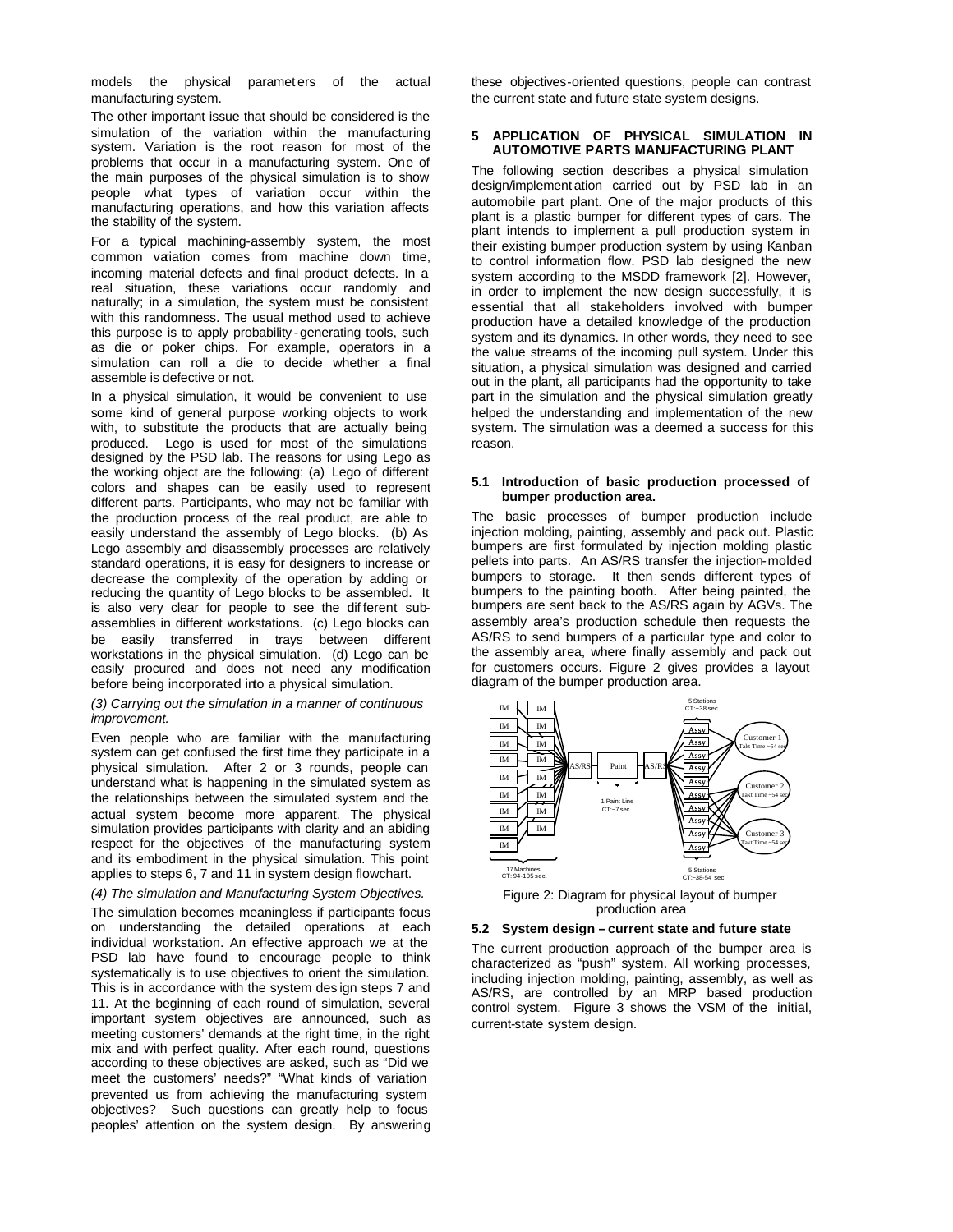models the physical parameters of the actual manufacturing system.

The other important issue that should be considered is the simulation of the variation within the manufacturing system. Variation is the root reason for most of the problems that occur in a manufacturing system. One of the main purposes of the physical simulation is to show people what types of variation occur within the manufacturing operations, and how this variation affects the stability of the system.

For a typical machining-assembly system, the most common variation comes from machine down time, incoming material defects and final product defects. In a real situation, these variations occur randomly and naturally; in a simulation, the system must be consistent with this randomness. The usual method used to achieve this purpose is to apply probability-generating tools, such as die or poker chips. For example, operators in a simulation can roll a die to decide whether a final assemble is defective or not.

In a physical simulation, it would be convenient to use some kind of general purpose working objects to work with, to substitute the products that are actually being produced. Lego is used for most of the simulations designed by the PSD lab. The reasons for using Lego as the working object are the following: (a) Lego of different colors and shapes can be easily used to represent different parts. Participants, who may not be familiar with the production process of the real product, are able to easily understand the assembly of Lego blocks. (b) As Lego assembly and disassembly processes are relatively standard operations, it is easy for designers to increase or decrease the complexity of the operation by adding or reducing the quantity of Lego blocks to be assembled. It is also very clear for people to see the different sub-assemblies in different workstations. (c) Lego blocks can be easily transferred in trays between different workstations in the physical simulation. (d) Lego can be easily procured and does not need any modification before being incorporated into a physical simulation.

*(3) Carrying out the simulation in a manner of continuous improvement.*

Even people who are familiar with the manufacturing system can get confused the first time they participate in a physical simulation. After 2 or 3 rounds, people can understand what is happening in the simulated system as the relationships between the simulated system and the actual system become more apparent. The physical simulation provides participants with clarity and an abiding respect for the objectives of the manufacturing system and its embodiment in the physical simulation. This point applies to steps 6, 7 and 11 in system design flowchart.

*(4) The simulation and Manufacturing System Objectives.*

The simulation becomes meaningless if participants focus on understanding the detailed operations at each individual workstation. An effective approach we at the PSD lab have found to encourage people to think systematically is to use objectives to orient the simulation. This is in accordance with the system design steps 7 and 11. At the beginning of each round of simulation, several important system objectives are announced, such as meeting customers' demands at the right time, in the right mix and with perfect quality. After each round, questions according to these objectives are asked, such as "Did we meet the customers' needs?" "What kinds of variation prevented us from achieving the manufacturing system objectives? Such questions can greatly help to focus peoples' attention on the system design. By answering these objectives-oriented questions, people can contrast the current state and future state system designs.

## 5 APPLICATION OF PHYSICAL SIMULATION IN AUTOMOTIVE PARTS MANUFACTURING PLANT

The following section describes a physical simulation design/implementation carried out by PSD lab in an automobile part plant. One of the major products of this plant is a plastic bumper for different types of cars. The plant intends to implement a pull production system in their existing bumper production system by using Kanban to control information flow. PSD lab designed the new system according to the MSDD framework [2]. However, in order to implement the new design successfully, it is essential that all stakeholders involved with bumper production have a detailed knowledge of the production system and its dynamics. In other words, they need to see the value streams of the incoming pull system. Under this situation, a physical simulation was designed and carried out in the plant, all participants had the opportunity to take part in the simulation and the physical simulation greatly helped the understanding and implementation of the new system. The simulation was a deemed a success for this reason.

### 5.1 Introduction of basic production processed of bumper production area.

The basic processes of bumper production include injection molding, painting, assembly and pack out. Plastic bumpers are first formulated by injection molding plastic pellets into parts. An AS/RS transfer the injection-molded bumpers to storage. It then sends different types of bumpers to the painting booth. After being painted, the bumpers are sent back to the AS/RS again by AGVs. The assembly area's production schedule then requests the AS/RS to send bumpers of a particular type and color to the assembly area, where finally assembly and pack out for customers occurs. Figure 2 gives provides a layout diagram of the bumper production area.

Figure 2: Diagram for physical layout of bumper production area

### 5.2 System design – current state and future state

The current production approach of the bumper area is characterized as "push" system. All working processes, including injection molding, painting, assembly, as well as AS/RS, are controlled by an MRP based production control system. Figure 3 shows the VSM of the initial, current-state system design.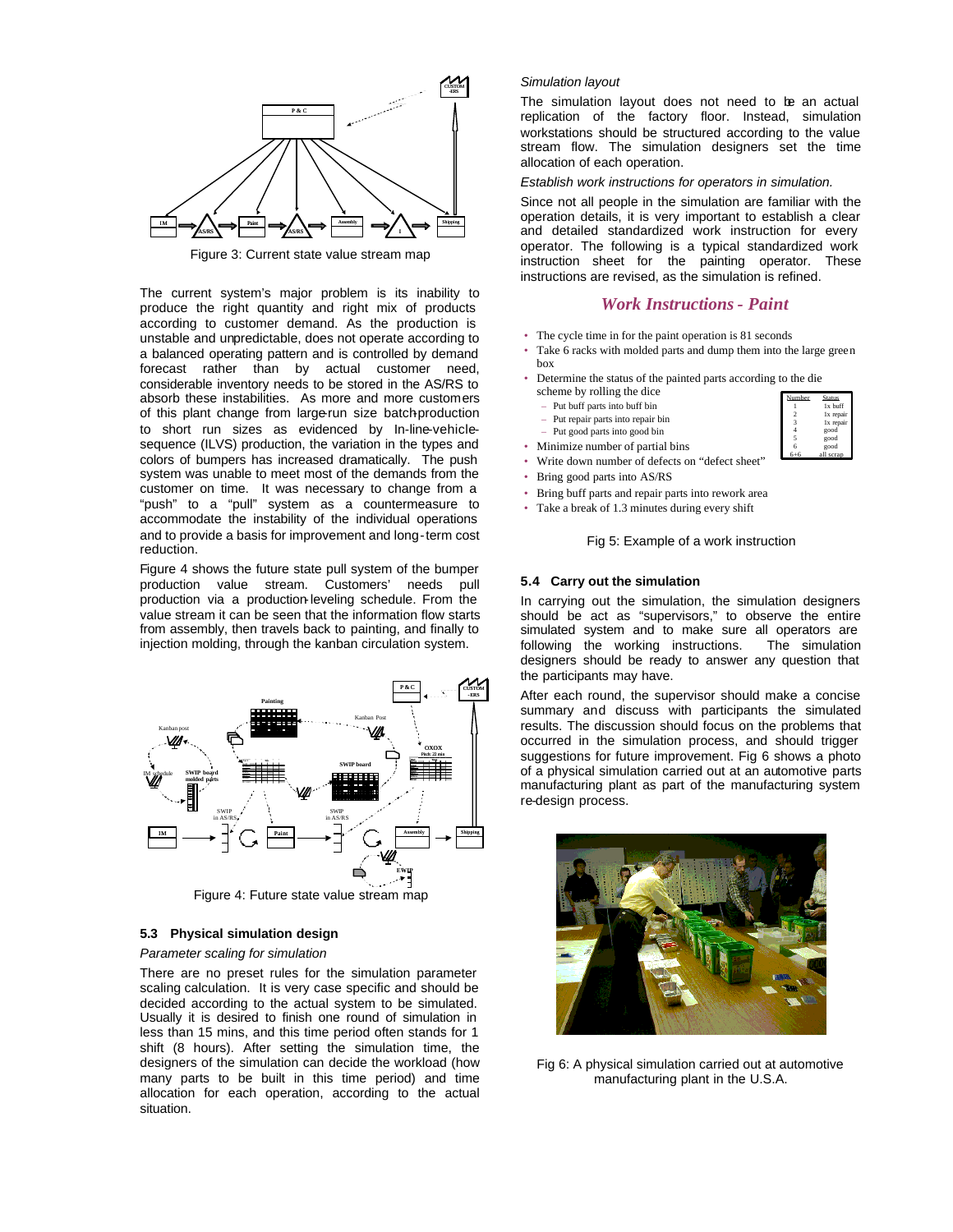Figure 3: Current state value stream map

The current system's major problem is its inability to produce the right quantity and right mix of products according to customer demand. As the production is unstable and unpredictable, does not operate according to a balanced operating pattern and is controlled by demand forecast rather than by actual customer need, considerable inventory needs to be stored in the AS/RS to absorb these instabilities. As more and more customers of this plant change from large-run size batch-production to short run sizes as evidenced by In-line-vehicle-sequence (ILVS) production, the variation in the types and colors of bumpers has increased dramatically. The push system was unable to meet most of the demands from the customer on time. It was necessary to change from a "push" to a "pull" system as a countermeasure to accommodate the instability of the individual operations and to provide a basis for improvement and long-term cost reduction.

Figure 4 shows the future state pull system of the bumper production value stream. Customers' needs pull production via a production-leveling schedule. From the value stream it can be seen that the information flow starts from assembly, then travels back to painting, and finally to injection molding, through the kanban circulation system.

Figure 4: Future state value stream map

### 5.3 Physical simulation design

*Parameter scaling for simulation*

There are no preset rules for the simulation parameter scaling calculation. It is very case specific and should be decided according to the actual system to be simulated. Usually it is desired to finish one round of simulation in less than 15 mins, and this time period often stands for 1 shift (8 hours). After setting the simulation time, the designers of the simulation can decide the workload (how many parts to be built in this time period) and time allocation for each operation, according to the actual situation.

*Simulation layout*

The simulation layout does not need to be an actual replication of the factory floor. Instead, simulation workstations should be structured according to the value stream flow. The simulation designers set the time allocation of each operation.

*Establish work instructions for operators in simulation.*

Since not all people in the simulation are familiar with the operation details, it is very important to establish a clear and detailed standardized work instruction for every operator. The following is a typical standardized work instruction sheet for the painting operator. These instructions are revised, as the simulation is refined.

***Work Instructions - Paint***

- The cycle time in for the paint operation is 81 seconds
- Take 6 racks with molded parts and dump them into the large green box
- Determine the status of the painted parts according to the die scheme by rolling the dice
  - Put buff parts into buff bin
  - Put repair parts into repair bin
  - Put good parts into good bin
- Minimize number of partial bins
- Write down number of defects on "defect sheet"
- Bring good parts into AS/RS
- Bring buff parts and repair parts into rework area
- Take a break of 1.3 minutes during every shift

| Number | Status |
|---|---|
| 1 | 1x buff |
| 2 | 1x repair |
| 3 | 1x repair |
| 4 | good |
| 5 | good |
| 6 | good |
| 6+6 | all scrap |

Fig 5: Example of a work instruction

### 5.4 Carry out the simulation

In carrying out the simulation, the simulation designers should be act as "supervisors," to observe the entire simulated system and to make sure all operators are following the working instructions. The simulation designers should be ready to answer any question that the participants may have.

After each round, the supervisor should make a concise summary and discuss with participants the simulated results. The discussion should focus on the problems that occurred in the simulation process, and should trigger suggestions for future improvement. Fig 6 shows a photo of a physical simulation carried out at an automotive parts manufacturing plant as part of the manufacturing system re-design process.

Fig 6: A physical simulation carried out at automotive manufacturing plant in the U.S.A.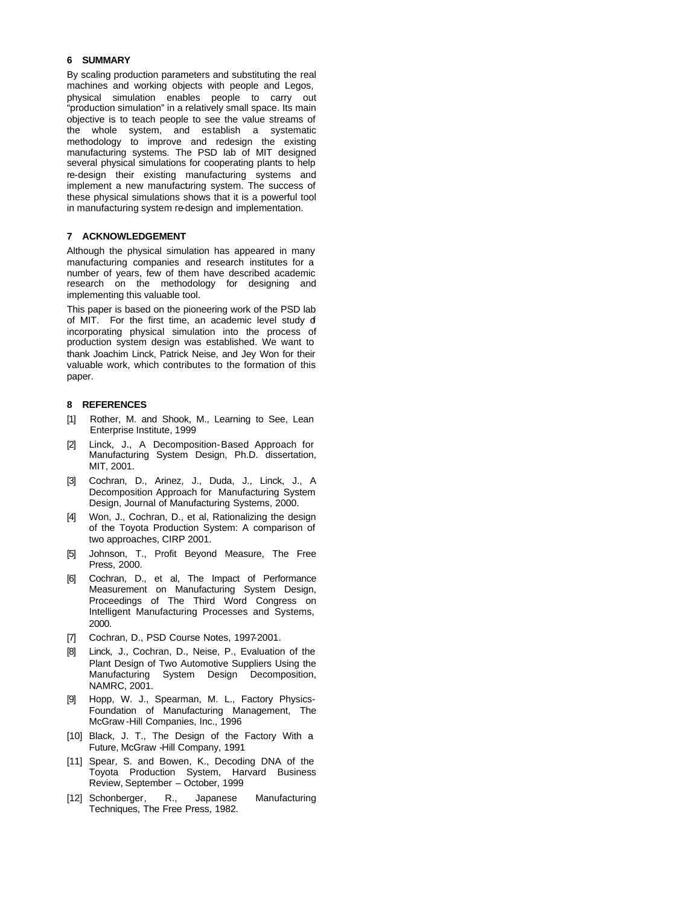## 6 SUMMARY

By scaling production parameters and substituting the real machines and working objects with people and Legos, physical simulation enables people to carry out "production simulation" in a relatively small space. Its main objective is to teach people to see the value streams of the whole system, and establish a systematic methodology to improve and redesign the existing manufacturing systems. The PSD lab of MIT designed several physical simulations for cooperating plants to help re-design their existing manufacturing systems and implement a new manufacturing system. The success of these physical simulations shows that it is a powerful tool in manufacturing system re-design and implementation.

## 7 ACKNOWLEDGEMENT

Although the physical simulation has appeared in many manufacturing companies and research institutes for a number of years, few of them have described academic research on the methodology for designing and implementing this valuable tool.

This paper is based on the pioneering work of the PSD lab of MIT. For the first time, an academic level study of incorporating physical simulation into the process of production system design was established. We want to thank Joachim Linck, Patrick Neise, and Jey Won for their valuable work, which contributes to the formation of this paper.

## 8 REFERENCES

[1] Rother, M. and Shook, M., Learning to See, Lean Enterprise Institute, 1999

[2] Linck, J., A Decomposition-Based Approach for Manufacturing System Design, Ph.D. dissertation, MIT, 2001.

[3] Cochran, D., Arinez, J., Duda, J., Linck, J., A Decomposition Approach for Manufacturing System Design, Journal of Manufacturing Systems, 2000.

[4] Won, J., Cochran, D., et al, Rationalizing the design of the Toyota Production System: A comparison of two approaches, CIRP 2001.

[5] Johnson, T., Profit Beyond Measure, The Free Press, 2000.

[6] Cochran, D., et al, The Impact of Performance Measurement on Manufacturing System Design, Proceedings of The Third Word Congress on Intelligent Manufacturing Processes and Systems, 2000.

[7] Cochran, D., PSD Course Notes, 1997-2001.

[8] Linck, J., Cochran, D., Neise, P., Evaluation of the Plant Design of Two Automotive Suppliers Using the Manufacturing System Design Decomposition, NAMRC, 2001.

[9] Hopp, W. J., Spearman, M. L., Factory Physics-Foundation of Manufacturing Management, The McGraw-Hill Companies, Inc., 1996

[10] Black, J. T., The Design of the Factory With a Future, McGraw-Hill Company, 1991

[11] Spear, S. and Bowen, K., Decoding DNA of the Toyota Production System, Harvard Business Review, September – October, 1999

[12] Schonberger, R., Japanese Manufacturing Techniques, The Free Press, 1982.